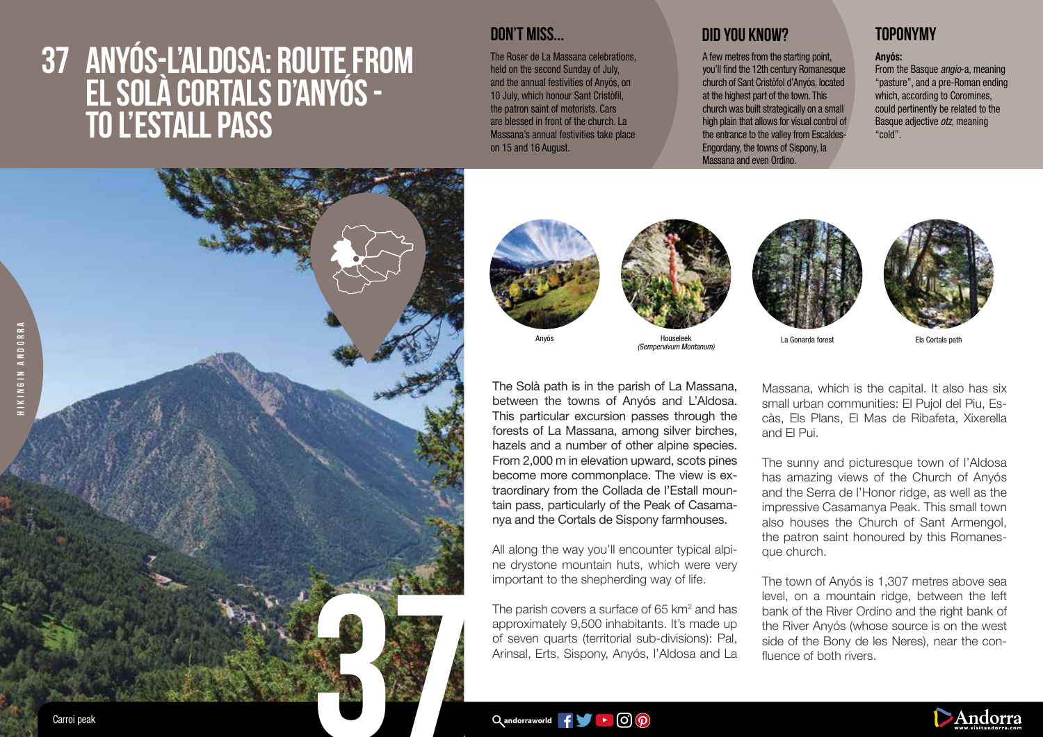# 37 ANYÓS-L'ALDOSA: ROUTE FROM EL SOLÀ CORTALS D'ANYÓS - TO L'ESTALL PASS

## DON'T MISS...

The Roser de La Massana celebrations, held on the second Sunday of July, and the annual festivities of Anyós, on 10 July, which honour Sant Cristòfil, the patron saint of motorists. Cars are blessed in front of the church. La Massana's annual festivities take place on 15 and 16 August.

## DID YOU KNOW?

A few metres from the starting point, you'll find the 12th century Romanesque church of Sant Cristòfol d'Anyós, located at the highest part of the town. This church was built strategically on a small high plain that allows for visual control of the entrance to the valley from Escaldes-Engordany, the towns of Sispony, la Massana and even Ordino.

## TOPONYMY

**Anyós:**
From the Basque *angio*-a, meaning "pasture", and a pre-Roman ending which, according to Coromines, could pertinently be related to the Basque adjective *otz*, meaning "cold".

Anyós

Houseleek
*(Sempervivum Montanum)*

La Gonarda forest

Els Cortals path

The Solà path is in the parish of La Massana, between the towns of Anyós and L'Aldosa. This particular excursion passes through the forests of La Massana, among silver birches, hazels and a number of other alpine species. From 2,000 m in elevation upward, scots pines become more commonplace. The view is extraordinary from the Collada de l'Estall mountain pass, particularly of the Peak of Casamanya and the Cortals de Sispony farmhouses.

All along the way you'll encounter typical alpine drystone mountain huts, which were very important to the shepherding way of life.

The parish covers a surface of 65 km$^2$ and has approximately 9,500 inhabitants. It's made up of seven quarts (territorial sub-divisions): Pal, Arinsal, Erts, Sispony, Anyós, l'Aldosa and La Massana, which is the capital. It also has six small urban communities: El Pujol del Piu, Escàs, Els Plans, El Mas de Ribafeta, Xixerella and El Pui.

The sunny and picturesque town of l'Aldosa has amazing views of the Church of Anyós and the Serra de l'Honor ridge, as well as the impressive Casamanya Peak. This small town also houses the Church of Sant Armengol, the patron saint honoured by this Romanesque church.

The town of Anyós is 1,307 metres above sea level, on a mountain ridge, between the left bank of the River Ordino and the right bank of the River Anyós (whose source is on the west side of the Bony de les Neres), near the confluence of both rivers.

Carroi peak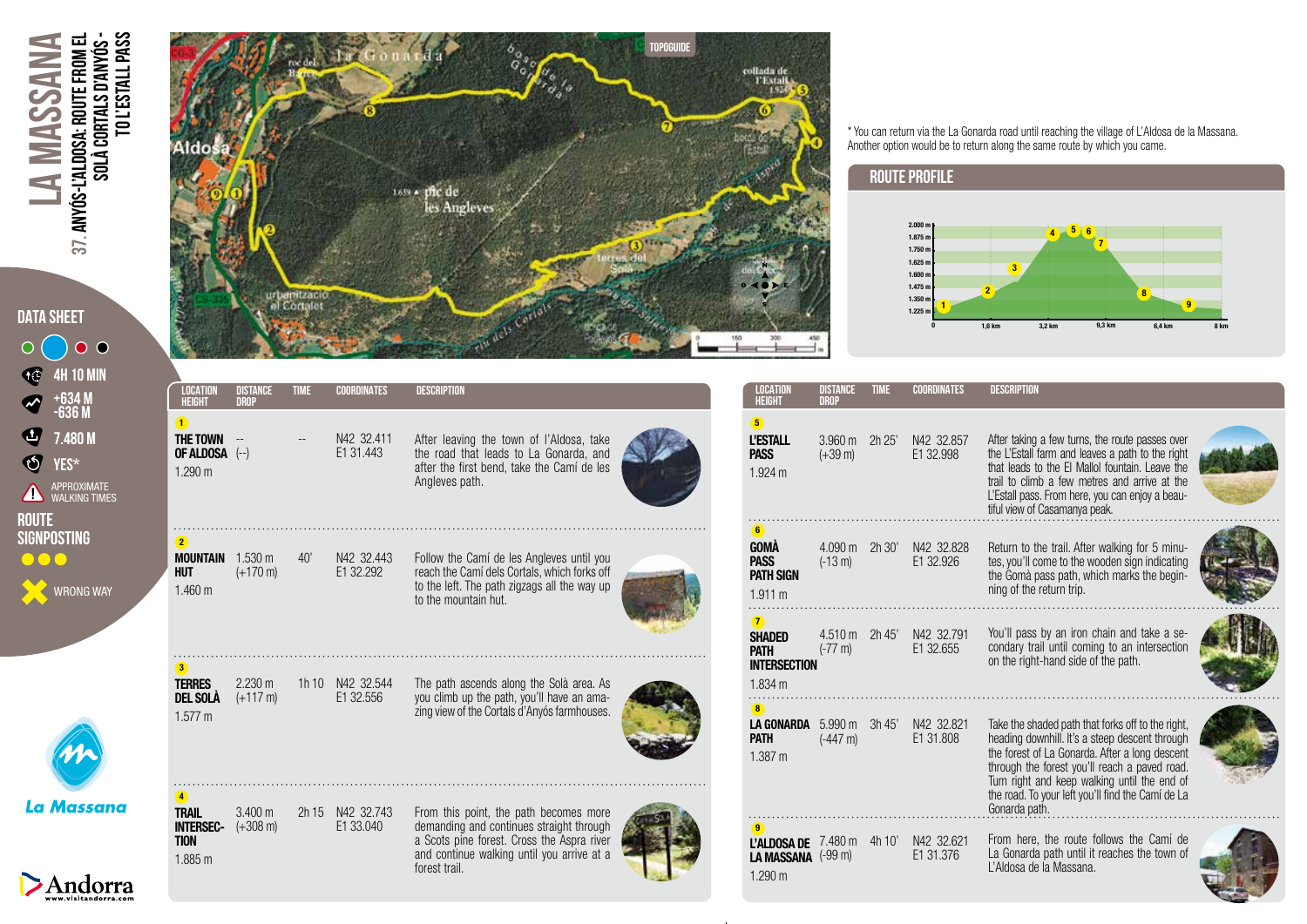# LA MASSANA

## 37. ANYÓS-L'ALDOSA: ROUTE FROM EL SOLÀ CORTALS D'ANYÓS - TO L'ESTALL PASS

## DATA SHEET

4H 10 MIN

+634 M
-636 M

7.480 M

YES*

APPROXIMATE WALKING TIMES

## ROUTE SIGNPOSTING

WRONG WAY

TOPOGUIDE

\* You can return via the La Gonarda road until reaching the village of L'Aldosa de la Massana. Another option would be to return along the same route by which you came.

## ROUTE PROFILE

2.000 m
1.875 m
1.750 m
1.625 m
1.600 m
1.475 m
1.350 m
1.225 m

0
1,6 km
3,2 km
9,3 km
6,4 km
8 km

| LOCATION HEIGHT | DISTANCE DROP | TIME | COORDINATES | DESCRIPTION |
|---|---|---|---|---|
| **1** **THE TOWN OF ALDOSA** 1.290 m | -- (--) | -- | N42 32.411 E1 31.443 | After leaving the town of l'Aldosa, take the road that leads to La Gonarda, and after the first bend, take the Camí de les Angleves path. |
| **2** **MOUNTAIN HUT** 1.460 m | 1.530 m (+170 m) | 40' | N42 32.443 E1 32.292 | Follow the Camí de les Angleves until you reach the Camí dels Cortals, which forks off to the left. The path zigzags all the way up to the mountain hut. |
| **3** **TERRES DEL SOLÀ** 1.577 m | 2.230 m (+117 m) | 1h 10 | N42 32.544 E1 32.556 | The path ascends along the Solà area. As you climb up the path, you'll have an amazing view of the Cortals d'Anyós farmhouses. |
| **4** **TRAIL INTERSEC-TION** 1.885 m | 3.400 m (+308 m) | 2h 15 | N42 32.743 E1 33.040 | From this point, the path becomes more demanding and continues straight through a Scots pine forest. Cross the Aspra river and continue walking until you arrive at a forest trail. |
| **5** **L'ESTALL PASS** 1.924 m | 3.960 m (+39 m) | 2h 25' | N42 32.857 E1 32.998 | After taking a few turns, the route passes over the L'Estall farm and leaves a path to the right that leads to the El Mallol fountain. Leave the trail to climb a few metres and arrive at the L'Estall pass. From here, you can enjoy a beautiful view of Casamanya peak. |
| **6** **GOMÀ PASS PATH SIGN** 1.911 m | 4.090 m (-13 m) | 2h 30' | N42 32.828 E1 32.926 | Return to the trail. After walking for 5 minutes, you'll come to the wooden sign indicating the Gomà pass path, which marks the beginning of the return trip. |
| **7** **SHADED PATH INTERSECTION** 1.834 m | 4.510 m (-77 m) | 2h 45' | N42 32.791 E1 32.655 | You'll pass by an iron chain and take a secondary trail until coming to an intersection on the right-hand side of the path. |
| **8** **LA GONARDA PATH** 1.387 m | 5.990 m (-447 m) | 3h 45' | N42 32.821 E1 31.808 | Take the shaded path that forks off to the right, heading downhill. It's a steep descent through the forest of La Gonarda. After a long descent through the forest you'll reach a paved road. Turn right and keep walking until the end of the road. To your left you'll find the Camí de La Gonarda path. |
| **9** **L'ALDOSA DE LA MASSANA** 1.290 m | 7.480 m (-99 m) | 4h 10' | N42 32.621 E1 31.376 | From here, the route follows the Camí de La Gonarda path until it reaches the town of L'Aldosa de la Massana. |

La Massana

Andorra www.visitandorra.com